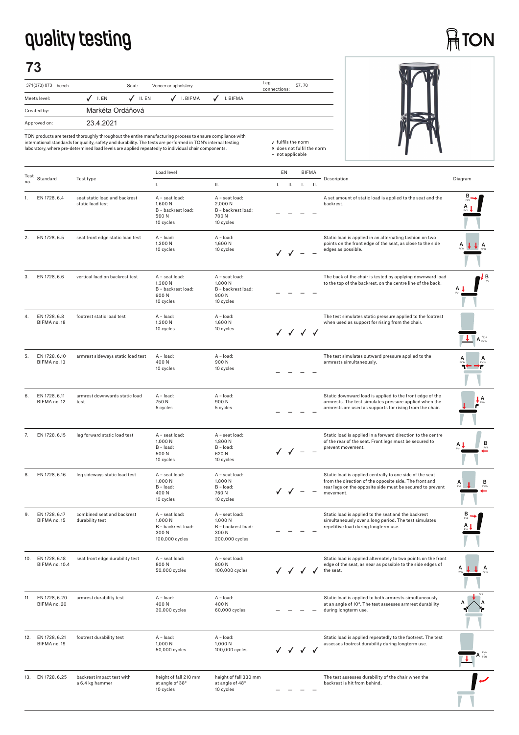# quality testing

TON

## 73

| 371(373) 073 beech | Seat: | Veneer or upholstery | | Leg connections: | 57, 70 |
|---|---|---|---|---|---|
| Meets level: | ✓ I. EN | ✓ II. EN | ✓ I. BIFMA | ✓ II. BIFMA | |
| Created by: | Markéta Ordáňová | | | | |
| Approved on: | 23.4.2021 | | | | |

TON products are tested thoroughly throughout the entire manufacturing process to ensure compliance with international standards for quality, safety and durability. The tests are performed in TON's internal testing laboratory, where pre-determined load levels are applied repeatedly to individual chair components.

✓ fulfils the norm
× does not fulfil the norm
– not applicable

| Test no. | Standard | Test type | Load level I. | Load level II. | EN I. | EN II. | BIFMA I. | BIFMA II. | Description |
|---|---|---|---|---|---|---|---|---|---|
| 1. | EN 1728, 6.4 | seat static load and backrest static load test | A – seat load: 1,600 N<br>B – backrest load: 560 N<br>10 cycles | A – seat load: 2,000 N<br>B – backrest load: 700 N<br>10 cycles | – | – | – | – | A set amount of static load is applied to the seat and the backrest. |
| 2. | EN 1728, 6.5 | seat front edge static load test | A – load: 1,300 N<br>10 cycles | A – load: 1,600 N<br>10 cycles | ✓ | ✓ | – | – | Static load is applied in an alternating fashion on two points on the front edge of the seat, as close to the side edges as possible. |
| 3. | EN 1728, 6.6 | vertical load on backrest test | A – seat load: 1,300 N<br>B – backrest load: 600 N<br>10 cycles | A – seat load: 1,800 N<br>B – backrest load: 900 N<br>10 cycles | – | – | – | – | The back of the chair is tested by applying downward load to the top of the backrest, on the centre line of the back. |
| 4. | EN 1728, 6.8<br>BIFMA no. 18 | footrest static load test | A – load: 1,300 N<br>10 cycles | A – load: 1,600 N<br>10 cycles | ✓ | ✓ | ✓ | ✓ | The test simulates static pressure applied to the footrest when used as support for rising from the chair. |
| 5. | EN 1728, 6.10<br>BIFMA no. 13 | armrest sideways static load test | A – load: 400 N<br>10 cycles | A – load: 900 N<br>10 cycles | – | – | – | – | The test simulates outward pressure applied to the armrests simultaneously. |
| 6. | EN 1728, 6.11<br>BIFMA no. 12 | armrest downwards static load test | A – load: 750 N<br>5 cycles | A – load: 900 N<br>5 cycles | – | – | – | – | Static downward load is applied to the front edge of the armrests. The test simulates pressure applied when the armrests are used as supports for rising from the chair. |
| 7. | EN 1728, 6.15 | leg forward static load test | A – seat load: 1,000 N<br>B – load: 500 N<br>10 cycles | A – seat load: 1,800 N<br>B – load: 620 N<br>10 cycles | ✓ | ✓ | – | – | Static load is applied in a forward direction to the centre of the rear of the seat. Front legs must be secured to prevent movement. |
| 8. | EN 1728, 6.16 | leg sideways static load test | A – seat load: 1,000 N<br>B – load: 400 N<br>10 cycles | A – seat load: 1,800 N<br>B – load: 760 N<br>10 cycles | ✓ | ✓ | – | – | Static load is applied centrally to one side of the seat from the direction of the opposite side. The front and rear legs on the opposite side must be secured to prevent movement. |
| 9. | EN 1728, 6.17<br>BIFMA no. 15 | combined seat and backrest durability test | A – seat load: 1,000 N<br>B – backrest load: 300 N<br>100,000 cycles | A – seat load: 1,000 N<br>B – backrest load: 300 N<br>200,000 cycles | – | – | – | – | Static load is applied to the seat and the backrest simultaneously over a long period. The test simulates repetitive load during longterm use. |
| 10. | EN 1728, 6.18<br>BIFMA no. 10.4 | seat front edge durability test | A – seat load: 800 N<br>50,000 cycles | A – seat load: 800 N<br>100,000 cycles | ✓ | ✓ | ✓ | ✓ | Static load is applied alternately to two points on the front edge of the seat, as near as possible to the side edges of the seat. |
| 11. | EN 1728, 6.20<br>BIFMA no. 20 | armrest durability test | A – load: 400 N<br>30,000 cycles | A – load: 400 N<br>60,000 cycles | – | – | – | – | Static load is applied to both armrests simultaneously at an angle of 10°. The test assesses armrest durability during longterm use. |
| 12. | EN 1728, 6.21<br>BIFMA no. 19 | footrest durability test | A – load: 1,000 N<br>50,000 cycles | A – load: 1,000 N<br>100,000 cycles | ✓ | ✓ | ✓ | ✓ | Static load is applied repeatedly to the footrest. The test assesses footrest durability during longterm use. |
| 13. | EN 1728, 6.25 | backrest impact test with a 6.4 kg hammer | height of fall 210 mm at angle of 38°<br>10 cycles | height of fall 330 mm at angle of 48°<br>10 cycles | – | – | – | – | The test assesses durability of the chair when the backrest is hit from behind. |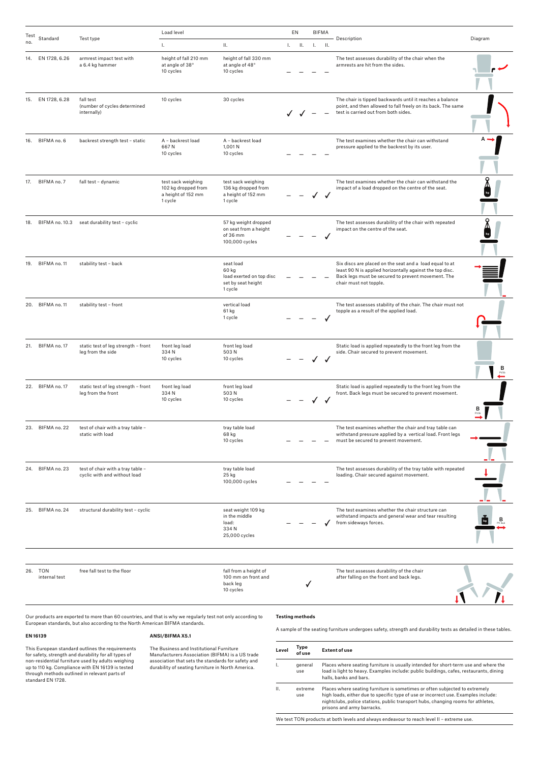| Test no. | Standard | Test type | Load level I. | Load level II. | EN I. | EN II. | BIFMA I. | BIFMA II. | Description | Diagram |
|---|---|---|---|---|---|---|---|---|---|---|
| 14. | EN 1728, 6.26 | armrest impact test with a 6.4 kg hammer | height of fall 210 mm at angle of 38° 10 cycles | height of fall 330 mm at angle of 48° 10 cycles | – | – | – | – | The test assesses durability of the chair when the armrests are hit from the sides. | |
| 15. | EN 1728, 6.28 | fall test (number of cycles determined internally) | 10 cycles | 30 cycles | ✓ | ✓ | – | – | The chair is tipped backwards until it reaches a balance point, and then allowed to fall freely on its back. The same test is carried out from both sides. | |
| 16. | BIFMA no. 6 | backrest strength test – static | A – backrest load 667 N 10 cycles | A – backrest load 1,001 N 10 cycles | – | – | – | – | The test examines whether the chair can withstand pressure applied to the backrest by its user. | A |
| 17. | BIFMA no. 7 | fall test – dynamic | test sack weighing 102 kg dropped from a height of 152 mm 1 cycle | test sack weighing 136 kg dropped from a height of 152 mm 1 cycle | – | – | ✓ | ✓ | The test examines whether the chair can withstand the impact of a load dropped on the centre of the seat. | kg |
| 18. | BIFMA no. 10.3 | seat durability test – cyclic | | 57 kg weight dropped on seat from a height of 36 mm 100,000 cycles | – | – | – | ✓ | The test assesses durability of the chair with repeated impact on the centre of the seat. | kg |
| 19. | BIFMA no. 11 | stability test – back | | seat load 60 kg load exerted on top disc set by seat height 1 cycle | – | – | – | – | Six discs are placed on the seat and a load equal to at least 90 N is applied horizontally against the top disc. Back legs must be secured to prevent movement. The chair must not topple. | |
| 20. | BIFMA no. 11 | stability test – front | | vertical load 61 kg 1 cycle | – | – | – | ✓ | The test assesses stability of the chair. The chair must not topple as a result of the applied load. | |
| 21. | BIFMA no. 17 | static test of leg strength – front leg from the side | front leg load 334 N 10 cycles | front leg load 503 N 10 cycles | – | – | ✓ | ✓ | Static load is applied repeatedly to the front leg from the side. Chair secured to prevent movement. | B PV3b |
| 22. | BIFMA no. 17 | static test of leg strength – front leg from the front | front leg load 334 N 10 cycles | front leg load 503 N 10 cycles | – | – | ✓ | ✓ | Static load is applied repeatedly to the front leg from the front. Back legs must be secured to prevent movement. | B PV3b |
| 23. | BIFMA no. 22 | test of chair with a tray table – static with load | | tray table load 68 kg 10 cycles | – | – | – | – | The test examines whether the chair and tray table can withstand pressure applied by a vertical load. Front legs must be secured to prevent movement. | |
| 24. | BIFMA no. 23 | test of chair with a tray table – cyclic with and without load | | tray table load 25 kg 100,000 cycles | – | – | – | – | The test assesses durability of the tray table with repeated loading. Chair secured against movement. | |
| 25. | BIFMA no. 24 | structural durability test – cyclic | | seat weight 109 kg in the middle load: 334 N 25,000 cycles | – | – | – | ✓ | The test examines whether the chair structure can withstand impacts and general wear and tear resulting from sideways forces. | kg B PV 3ab |
| 26. | TON internal test | free fall test to the floor | | fall from a height of 100 mm on front and back leg 10 cycles | | ✓ | | | The test assesses durability of the chair after falling on the front and back legs. | |

Our products are exported to more than 60 countries, and that is why we regularly test not only according to European standards, but also according to the North American BIFMA standards.

### EN 16139

This European standard outlines the requirements for safety, strength and durability for all types of non-residential furniture used by adults weighing up to 110 kg. Compliance with EN 16139 is tested through methods outlined in relevant parts of standard EN 1728.

### ANSI/BIFMA X5.1

The Business and Institutional Furniture Manufacturers Association (BIFMA) is a US trade association that sets the standards for safety and durability of seating furniture in North America.

### Testing methods

A sample of the seating furniture undergoes safety, strength and durability tests as detailed in these tables.

| Level | Type of use | Extent of use |
|---|---|---|
| I. | general use | Places where seating furniture is usually intended for short-term use and where the load is light to heavy. Examples include: public buildings, cafes, restaurants, dining halls, banks and bars. |
| II. | extreme use | Places where seating furniture is sometimes or often subjected to extremely high loads, either due to specific type of use or incorrect use. Examples include: nightclubs, police stations, public transport hubs, changing rooms for athletes, prisons and army barracks. |

We test TON products at both levels and always endeavour to reach level II – extreme use.